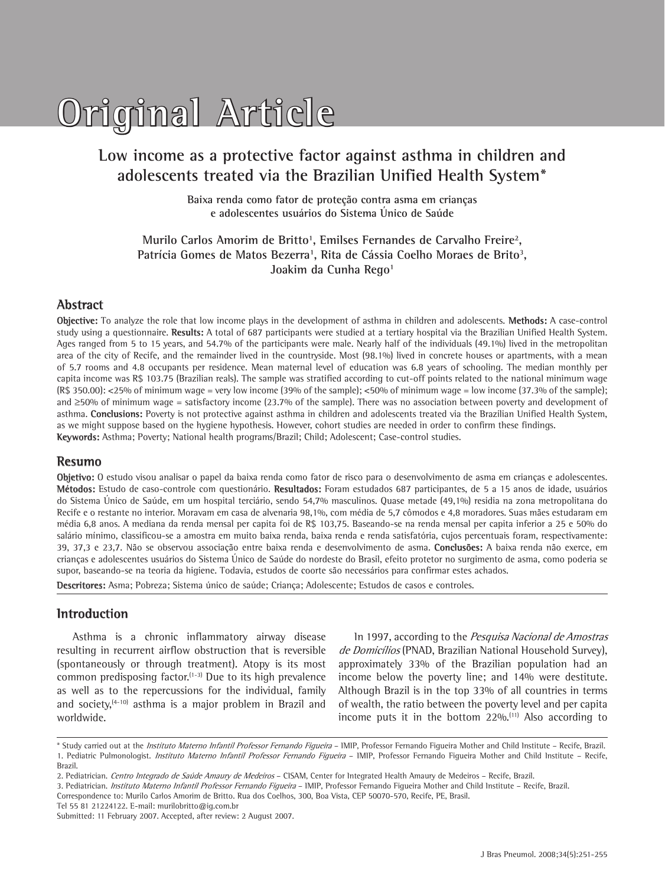# Original Article

## Low income as a protective factor against asthma in children and adolescents treated via the Brazilian Unified Health System*

**Baixa renda como fator de proteção contra asma em crianças e adolescentes usuários do Sistema Único de Saúde**

**Murilo Carlos Amorim de Britto[1], Emilses Fernandes de Carvalho Freire[2], Patrícia Gomes de Matos Bezerra[1], Rita de Cássia Coelho Moraes de Brito[3], Joakim da Cunha Rego[1]**

### Abstract

**Objective:** To analyze the role that low income plays in the development of asthma in children and adolescents. **Methods:** A case-control study using a questionnaire. **Results:** A total of 687 participants were studied at a tertiary hospital via the Brazilian Unified Health System. Ages ranged from 5 to 15 years, and 54.7% of the participants were male. Nearly half of the individuals (49.1%) lived in the metropolitan area of the city of Recife, and the remainder lived in the countryside. Most (98.1%) lived in concrete houses or apartments, with a mean of 5.7 rooms and 4.8 occupants per residence. Mean maternal level of education was 6.8 years of schooling. The median monthly per capita income was R$ 103.75 (Brazilian reals). The sample was stratified according to cut-off points related to the national minimum wage (R$ 350.00): <25% of minimum wage = very low income (39% of the sample); <50% of minimum wage = low income (37.3% of the sample); and ≥50% of minimum wage = satisfactory income (23.7% of the sample). There was no association between poverty and development of asthma. **Conclusions:** Poverty is not protective against asthma in children and adolescents treated via the Brazilian Unified Health System, as we might suppose based on the hygiene hypothesis. However, cohort studies are needed in order to confirm these findings.

**Keywords:** Asthma; Poverty; National health programs/Brazil; Child; Adolescent; Case-control studies.

### Resumo

**Objetivo:** O estudo visou analisar o papel da baixa renda como fator de risco para o desenvolvimento de asma em crianças e adolescentes. **Métodos:** Estudo de caso-controle com questionário. **Resultados:** Foram estudados 687 participantes, de 5 a 15 anos de idade, usuários do Sistema Único de Saúde, em um hospital terciário, sendo 54,7% masculinos. Quase metade (49,1%) residia na zona metropolitana do Recife e o restante no interior. Moravam em casa de alvenaria 98,1%, com média de 5,7 cômodos e 4,8 moradores. Suas mães estudaram em média 6,8 anos. A mediana da renda mensal per capita foi de R$ 103,75. Baseando-se na renda mensal per capita inferior a 25 e 50% do salário mínimo, classificou-se a amostra em muito baixa renda, baixa renda e renda satisfatória, cujos percentuais foram, respectivamente: 39, 37,3 e 23,7. Não se observou associação entre baixa renda e desenvolvimento de asma. **Conclusões:** A baixa renda não exerce, em crianças e adolescentes usuários do Sistema Único de Saúde do nordeste do Brasil, efeito protetor no surgimento de asma, como poderia se supor, baseando-se na teoria da higiene. Todavia, estudos de coorte são necessários para confirmar estes achados.

**Descritores:** Asma; Pobreza; Sistema único de saúde; Criança; Adolescente; Estudos de casos e controles.

### Introduction

Asthma is a chronic inflammatory airway disease resulting in recurrent airflow obstruction that is reversible (spontaneously or through treatment). Atopy is its most common predisposing factor.[1-3] Due to its high prevalence as well as to the repercussions for the individual, family and society,[4-10] asthma is a major problem in Brazil and worldwide.

In 1997, according to the *Pesquisa Nacional de Amostras de Domicílios* (PNAD, Brazilian National Household Survey), approximately 33% of the Brazilian population had an income below the poverty line; and 14% were destitute. Although Brazil is in the top 33% of all countries in terms of wealth, the ratio between the poverty level and per capita income puts it in the bottom 22%.[11] Also according to

---

\* Study carried out at the *Instituto Materno Infantil Professor Fernando Figueira* – IMIP, Professor Fernando Figueira Mother and Child Institute – Recife, Brazil.
1. Pediatric Pulmonologist. *Instituto Materno Infantil Professor Fernando Figueira* – IMIP, Professor Fernando Figueira Mother and Child Institute – Recife, Brazil.
2. Pediatrician. *Centro Integrado de Saúde Amaury de Medeiros* – CISAM, Center for Integrated Health Amaury de Medeiros – Recife, Brazil.
3. Pediatrician. *Instituto Materno Infantil Professor Fernando Figueira* – IMIP, Professor Fernando Figueira Mother and Child Institute – Recife, Brazil.
Correspondence to: Murilo Carlos Amorim de Britto. Rua dos Coelhos, 300, Boa Vista, CEP 50070-570, Recife, PE, Brasil.
Tel 55 81 21224122. E-mail: murilobritto@ig.com.br
Submitted: 11 February 2007. Accepted, after review: 2 August 2007.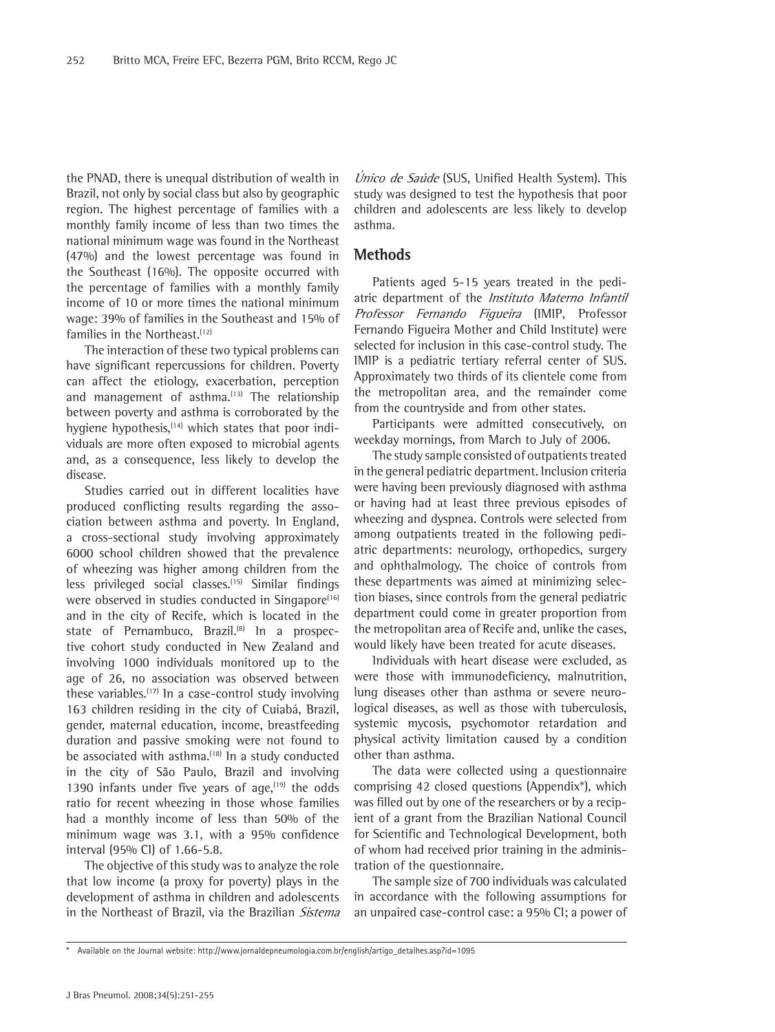the PNAD, there is unequal distribution of wealth in Brazil, not only by social class but also by geographic region. The highest percentage of families with a monthly family income of less than two times the national minimum wage was found in the Northeast (47%) and the lowest percentage was found in the Southeast (16%). The opposite occurred with the percentage of families with a monthly family income of 10 or more times the national minimum wage: 39% of families in the Southeast and 15% of families in the Northeast.[12]

The interaction of these two typical problems can have significant repercussions for children. Poverty can affect the etiology, exacerbation, perception and management of asthma.[13] The relationship between poverty and asthma is corroborated by the hygiene hypothesis,[14] which states that poor individuals are more often exposed to microbial agents and, as a consequence, less likely to develop the disease.

Studies carried out in different localities have produced conflicting results regarding the association between asthma and poverty. In England, a cross-sectional study involving approximately 6000 school children showed that the prevalence of wheezing was higher among children from the less privileged social classes.[15] Similar findings were observed in studies conducted in Singapore[16] and in the city of Recife, which is located in the state of Pernambuco, Brazil.[8] In a prospective cohort study conducted in New Zealand and involving 1000 individuals monitored up to the age of 26, no association was observed between these variables.[17] In a case-control study involving 163 children residing in the city of Cuiabá, Brazil, gender, maternal education, income, breastfeeding duration and passive smoking were not found to be associated with asthma.[18] In a study conducted in the city of São Paulo, Brazil and involving 1390 infants under five years of age,[19] the odds ratio for recent wheezing in those whose families had a monthly income of less than 50% of the minimum wage was 3.1, with a 95% confidence interval (95% CI) of 1.66-5.8.

The objective of this study was to analyze the role that low income (a proxy for poverty) plays in the development of asthma in children and adolescents in the Northeast of Brazil, via the Brazilian *Sistema Único de Saúde* (SUS, Unified Health System). This study was designed to test the hypothesis that poor children and adolescents are less likely to develop asthma.

## Methods

Patients aged 5-15 years treated in the pediatric department of the *Instituto Materno Infantil Professor Fernando Figueira* (IMIP, Professor Fernando Figueira Mother and Child Institute) were selected for inclusion in this case-control study. The IMIP is a pediatric tertiary referral center of SUS. Approximately two thirds of its clientele come from the metropolitan area, and the remainder come from the countryside and from other states.

Participants were admitted consecutively, on weekday mornings, from March to July of 2006.

The study sample consisted of outpatients treated in the general pediatric department. Inclusion criteria were having been previously diagnosed with asthma or having had at least three previous episodes of wheezing and dyspnea. Controls were selected from among outpatients treated in the following pediatric departments: neurology, orthopedics, surgery and ophthalmology. The choice of controls from these departments was aimed at minimizing selection biases, since controls from the general pediatric department could come in greater proportion from the metropolitan area of Recife and, unlike the cases, would likely have been treated for acute diseases.

Individuals with heart disease were excluded, as were those with immunodeficiency, malnutrition, lung diseases other than asthma or severe neurological diseases, as well as those with tuberculosis, systemic mycosis, psychomotor retardation and physical activity limitation caused by a condition other than asthma.

The data were collected using a questionnaire comprising 42 closed questions (Appendix*), which was filled out by one of the researchers or by a recipient of a grant from the Brazilian National Council for Scientific and Technological Development, both of whom had received prior training in the administration of the questionnaire.

The sample size of 700 individuals was calculated in accordance with the following assumptions for an unpaired case-control case: a 95% CI; a power of

\* Available on the Journal website: http://www.jornaldepneumologia.com.br/english/artigo_detalhes.asp?id=1095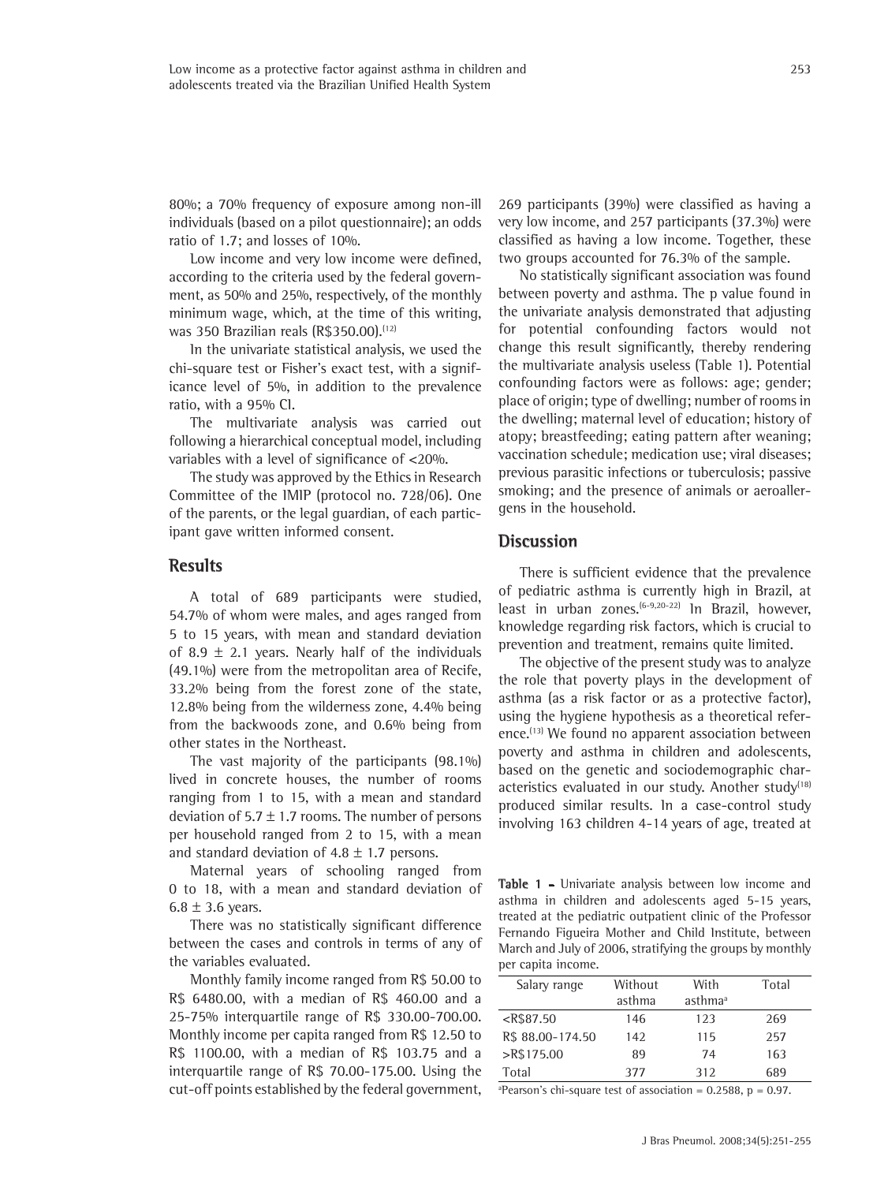80%; a 70% frequency of exposure among non-ill individuals (based on a pilot questionnaire); an odds ratio of 1.7; and losses of 10%.

Low income and very low income were defined, according to the criteria used by the federal government, as 50% and 25%, respectively, of the monthly minimum wage, which, at the time of this writing, was 350 Brazilian reals (R$350.00).[12]

In the univariate statistical analysis, we used the chi-square test or Fisher's exact test, with a significance level of 5%, in addition to the prevalence ratio, with a 95% CI.

The multivariate analysis was carried out following a hierarchical conceptual model, including variables with a level of significance of <20%.

The study was approved by the Ethics in Research Committee of the IMIP (protocol no. 728/06). One of the parents, or the legal guardian, of each participant gave written informed consent.

## Results

A total of 689 participants were studied, 54.7% of whom were males, and ages ranged from 5 to 15 years, with mean and standard deviation of 8.9 ± 2.1 years. Nearly half of the individuals (49.1%) were from the metropolitan area of Recife, 33.2% being from the forest zone of the state, 12.8% being from the wilderness zone, 4.4% being from the backwoods zone, and 0.6% being from other states in the Northeast.

The vast majority of the participants (98.1%) lived in concrete houses, the number of rooms ranging from 1 to 15, with a mean and standard deviation of 5.7 ± 1.7 rooms. The number of persons per household ranged from 2 to 15, with a mean and standard deviation of 4.8 ± 1.7 persons.

Maternal years of schooling ranged from 0 to 18, with a mean and standard deviation of 6.8 ± 3.6 years.

There was no statistically significant difference between the cases and controls in terms of any of the variables evaluated.

Monthly family income ranged from R$ 50.00 to R$ 6480.00, with a median of R$ 460.00 and a 25-75% interquartile range of R$ 330.00-700.00. Monthly income per capita ranged from R$ 12.50 to R$ 1100.00, with a median of R$ 103.75 and a interquartile range of R$ 70.00-175.00. Using the cut-off points established by the federal government, 269 participants (39%) were classified as having a very low income, and 257 participants (37.3%) were classified as having a low income. Together, these two groups accounted for 76.3% of the sample.

No statistically significant association was found between poverty and asthma. The p value found in the univariate analysis demonstrated that adjusting for potential confounding factors would not change this result significantly, thereby rendering the multivariate analysis useless (Table 1). Potential confounding factors were as follows: age; gender; place of origin; type of dwelling; number of rooms in the dwelling; maternal level of education; history of atopy; breastfeeding; eating pattern after weaning; vaccination schedule; medication use; viral diseases; previous parasitic infections or tuberculosis; passive smoking; and the presence of animals or aeroallergens in the household.

## Discussion

There is sufficient evidence that the prevalence of pediatric asthma is currently high in Brazil, at least in urban zones.[6-9,20-22] In Brazil, however, knowledge regarding risk factors, which is crucial to prevention and treatment, remains quite limited.

The objective of the present study was to analyze the role that poverty plays in the development of asthma (as a risk factor or as a protective factor), using the hygiene hypothesis as a theoretical reference.[13] We found no apparent association between poverty and asthma in children and adolescents, based on the genetic and sociodemographic characteristics evaluated in our study. Another study[18] produced similar results. In a case-control study involving 163 children 4-14 years of age, treated at

**Table 1 -** Univariate analysis between low income and asthma in children and adolescents aged 5-15 years, treated at the pediatric outpatient clinic of the Professor Fernando Figueira Mother and Child Institute, between March and July of 2006, stratifying the groups by monthly per capita income.

| Salary range | Without asthma | With asthma[a] | Total |
|---|---|---|---|
| <R$87.50 | 146 | 123 | 269 |
| R$ 88.00-174.50 | 142 | 115 | 257 |
| >R$175.00 | 89 | 74 | 163 |
| Total | 377 | 312 | 689 |

[a]Pearson's chi-square test of association = 0.2588, p = 0.97.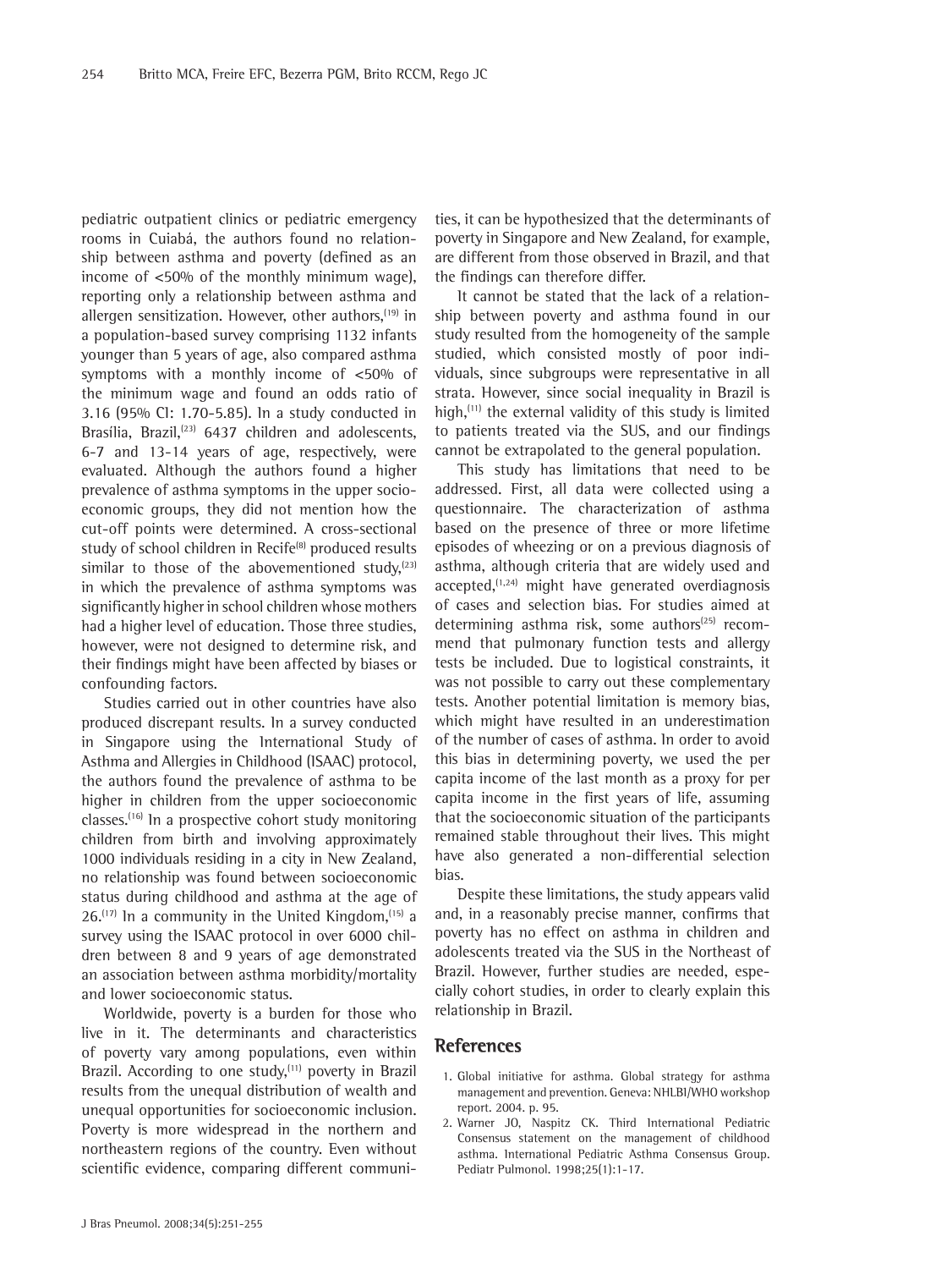pediatric outpatient clinics or pediatric emergency rooms in Cuiabá, the authors found no relationship between asthma and poverty (defined as an income of <50% of the monthly minimum wage), reporting only a relationship between asthma and allergen sensitization. However, other authors,[19] in a population-based survey comprising 1132 infants younger than 5 years of age, also compared asthma symptoms with a monthly income of <50% of the minimum wage and found an odds ratio of 3.16 (95% CI: 1.70-5.85). In a study conducted in Brasília, Brazil,[23] 6437 children and adolescents, 6-7 and 13-14 years of age, respectively, were evaluated. Although the authors found a higher prevalence of asthma symptoms in the upper socioeconomic groups, they did not mention how the cut-off points were determined. A cross-sectional study of school children in Recife[8] produced results similar to those of the abovementioned study,[23] in which the prevalence of asthma symptoms was significantly higher in school children whose mothers had a higher level of education. Those three studies, however, were not designed to determine risk, and their findings might have been affected by biases or confounding factors.

Studies carried out in other countries have also produced discrepant results. In a survey conducted in Singapore using the International Study of Asthma and Allergies in Childhood (ISAAC) protocol, the authors found the prevalence of asthma to be higher in children from the upper socioeconomic classes.[16] In a prospective cohort study monitoring children from birth and involving approximately 1000 individuals residing in a city in New Zealand, no relationship was found between socioeconomic status during childhood and asthma at the age of 26.[17] In a community in the United Kingdom,[15] a survey using the ISAAC protocol in over 6000 children between 8 and 9 years of age demonstrated an association between asthma morbidity/mortality and lower socioeconomic status.

Worldwide, poverty is a burden for those who live in it. The determinants and characteristics of poverty vary among populations, even within Brazil. According to one study,[11] poverty in Brazil results from the unequal distribution of wealth and unequal opportunities for socioeconomic inclusion. Poverty is more widespread in the northern and northeastern regions of the country. Even without scientific evidence, comparing different communities, it can be hypothesized that the determinants of poverty in Singapore and New Zealand, for example, are different from those observed in Brazil, and that the findings can therefore differ.

It cannot be stated that the lack of a relationship between poverty and asthma found in our study resulted from the homogeneity of the sample studied, which consisted mostly of poor individuals, since subgroups were representative in all strata. However, since social inequality in Brazil is high,[11] the external validity of this study is limited to patients treated via the SUS, and our findings cannot be extrapolated to the general population.

This study has limitations that need to be addressed. First, all data were collected using a questionnaire. The characterization of asthma based on the presence of three or more lifetime episodes of wheezing or on a previous diagnosis of asthma, although criteria that are widely used and accepted,[1,24] might have generated overdiagnosis of cases and selection bias. For studies aimed at determining asthma risk, some authors[25] recommend that pulmonary function tests and allergy tests be included. Due to logistical constraints, it was not possible to carry out these complementary tests. Another potential limitation is memory bias, which might have resulted in an underestimation of the number of cases of asthma. In order to avoid this bias in determining poverty, we used the per capita income of the last month as a proxy for per capita income in the first years of life, assuming that the socioeconomic situation of the participants remained stable throughout their lives. This might have also generated a non-differential selection bias.

Despite these limitations, the study appears valid and, in a reasonably precise manner, confirms that poverty has no effect on asthma in children and adolescents treated via the SUS in the Northeast of Brazil. However, further studies are needed, especially cohort studies, in order to clearly explain this relationship in Brazil.

## References

1. Global initiative for asthma. Global strategy for asthma management and prevention. Geneva: NHLBI/WHO workshop report. 2004. p. 95.
2. Warner JO, Naspitz CK. Third International Pediatric Consensus statement on the management of childhood asthma. International Pediatric Asthma Consensus Group. Pediatr Pulmonol. 1998;25(1):1-17.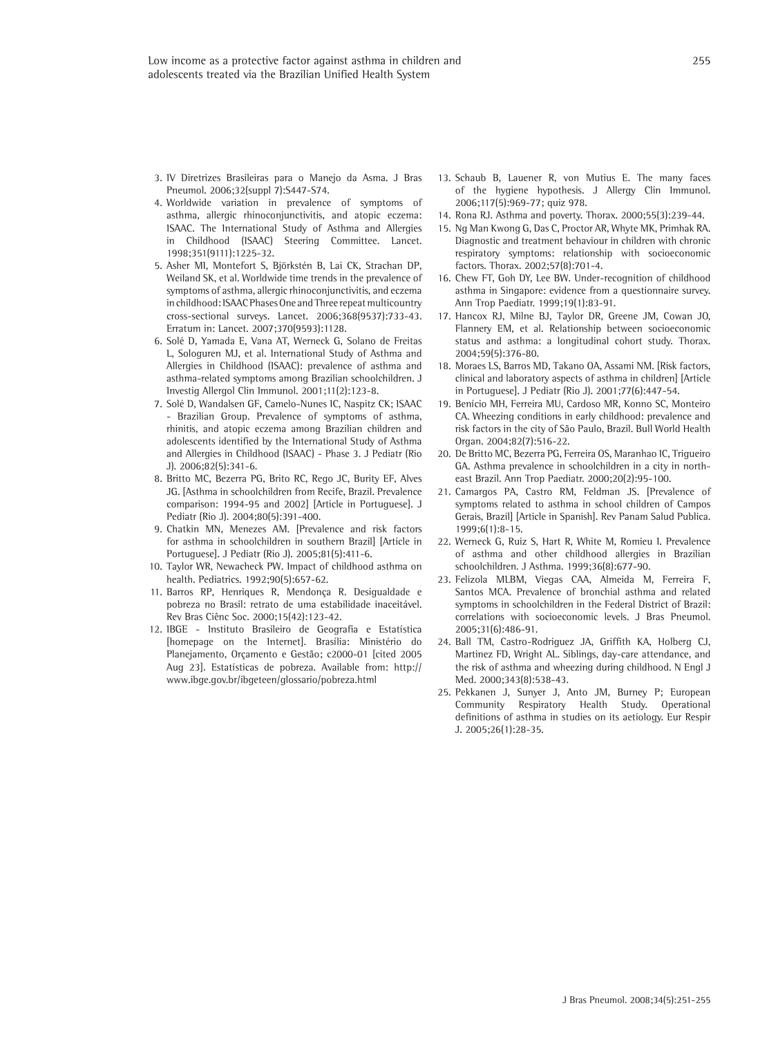3. IV Diretrizes Brasileiras para o Manejo da Asma. J Bras Pneumol. 2006;32(suppl 7):S447-S74.
4. Worldwide variation in prevalence of symptoms of asthma, allergic rhinoconjunctivitis, and atopic eczema: ISAAC. The International Study of Asthma and Allergies in Childhood (ISAAC) Steering Committee. Lancet. 1998;351(9111):1225-32.
5. Asher MI, Montefort S, Björkstén B, Lai CK, Strachan DP, Weiland SK, et al. Worldwide time trends in the prevalence of symptoms of asthma, allergic rhinoconjunctivitis, and eczema in childhood: ISAAC Phases One and Three repeat multicountry cross-sectional surveys. Lancet. 2006;368(9537):733-43. Erratum in: Lancet. 2007;370(9593):1128.
6. Solé D, Yamada E, Vana AT, Werneck G, Solano de Freitas L, Sologuren MJ, et al. International Study of Asthma and Allergies in Childhood (ISAAC): prevalence of asthma and asthma-related symptoms among Brazilian schoolchildren. J Investig Allergol Clin Immunol. 2001;11(2):123-8.
7. Solé D, Wandalsen GF, Camelo-Nunes IC, Naspitz CK; ISAAC - Brazilian Group. Prevalence of symptoms of asthma, rhinitis, and atopic eczema among Brazilian children and adolescents identified by the International Study of Asthma and Allergies in Childhood (ISAAC) - Phase 3. J Pediatr (Rio J). 2006;82(5):341-6.
8. Britto MC, Bezerra PG, Brito RC, Rego JC, Burity EF, Alves JG. [Asthma in schoolchildren from Recife, Brazil. Prevalence comparison: 1994-95 and 2002] [Article in Portuguese]. J Pediatr (Rio J). 2004;80(5):391-400.
9. Chatkin MN, Menezes AM. [Prevalence and risk factors for asthma in schoolchildren in southern Brazil] [Article in Portuguese]. J Pediatr (Rio J). 2005;81(5):411-6.
10. Taylor WR, Newacheck PW. Impact of childhood asthma on health. Pediatrics. 1992;90(5):657-62.
11. Barros RP, Henriques R, Mendonça R. Desigualdade e pobreza no Brasil: retrato de uma estabilidade inaceitável. Rev Bras Ciênc Soc. 2000;15(42):123-42.
12. IBGE - Instituto Brasileiro de Geografia e Estatística [homepage on the Internet]. Brasília: Ministério do Planejamento, Orçamento e Gestão; c2000-01 [cited 2005 Aug 23]. Estatísticas de pobreza. Available from: http://www.ibge.gov.br/ibgeteen/glossario/pobreza.html
13. Schaub B, Lauener R, von Mutius E. The many faces of the hygiene hypothesis. J Allergy Clin Immunol. 2006;117(5):969-77; quiz 978.
14. Rona RJ. Asthma and poverty. Thorax. 2000;55(3):239-44.
15. Ng Man Kwong G, Das C, Proctor AR, Whyte MK, Primhak RA. Diagnostic and treatment behaviour in children with chronic respiratory symptoms: relationship with socioeconomic factors. Thorax. 2002;57(8):701-4.
16. Chew FT, Goh DY, Lee BW. Under-recognition of childhood asthma in Singapore: evidence from a questionnaire survey. Ann Trop Paediatr. 1999;19(1):83-91.
17. Hancox RJ, Milne BJ, Taylor DR, Greene JM, Cowan JO, Flannery EM, et al. Relationship between socioeconomic status and asthma: a longitudinal cohort study. Thorax. 2004;59(5):376-80.
18. Moraes LS, Barros MD, Takano OA, Assami NM. [Risk factors, clinical and laboratory aspects of asthma in children] [Article in Portuguese]. J Pediatr (Rio J). 2001;77(6):447-54.
19. Benício MH, Ferreira MU, Cardoso MR, Konno SC, Monteiro CA. Wheezing conditions in early childhood: prevalence and risk factors in the city of São Paulo, Brazil. Bull World Health Organ. 2004;82(7):516-22.
20. De Britto MC, Bezerra PG, Ferreira OS, Maranhao IC, Trigueiro GA. Asthma prevalence in schoolchildren in a city in north-east Brazil. Ann Trop Paediatr. 2000;20(2):95-100.
21. Camargos PA, Castro RM, Feldman JS. [Prevalence of symptoms related to asthma in school children of Campos Gerais, Brazil] [Article in Spanish]. Rev Panam Salud Publica. 1999;6(1):8-15.
22. Werneck G, Ruiz S, Hart R, White M, Romieu I. Prevalence of asthma and other childhood allergies in Brazilian schoolchildren. J Asthma. 1999;36(8):677-90.
23. Felizola MLBM, Viegas CAA, Almeida M, Ferreira F, Santos MCA. Prevalence of bronchial asthma and related symptoms in schoolchildren in the Federal District of Brazil: correlations with socioeconomic levels. J Bras Pneumol. 2005;31(6):486-91.
24. Ball TM, Castro-Rodriguez JA, Griffith KA, Holberg CJ, Martinez FD, Wright AL. Siblings, day-care attendance, and the risk of asthma and wheezing during childhood. N Engl J Med. 2000;343(8):538-43.
25. Pekkanen J, Sunyer J, Anto JM, Burney P; European Community Respiratory Health Study. Operational definitions of asthma in studies on its aetiology. Eur Respir J. 2005;26(1):28-35.